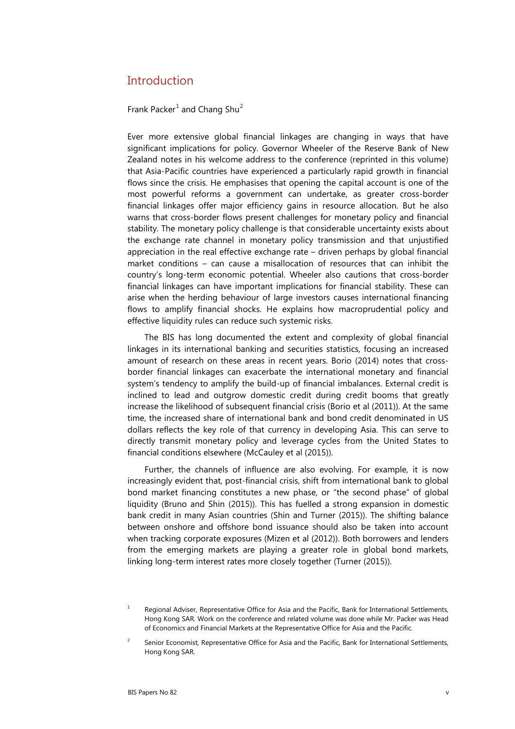# Introduction

Frank Packer[1] and Chang Shu[2]

Ever more extensive global financial linkages are changing in ways that have significant implications for policy. Governor Wheeler of the Reserve Bank of New Zealand notes in his welcome address to the conference (reprinted in this volume) that Asia-Pacific countries have experienced a particularly rapid growth in financial flows since the crisis. He emphasises that opening the capital account is one of the most powerful reforms a government can undertake, as greater cross-border financial linkages offer major efficiency gains in resource allocation. But he also warns that cross-border flows present challenges for monetary policy and financial stability. The monetary policy challenge is that considerable uncertainty exists about the exchange rate channel in monetary policy transmission and that unjustified appreciation in the real effective exchange rate – driven perhaps by global financial market conditions – can cause a misallocation of resources that can inhibit the country's long-term economic potential. Wheeler also cautions that cross-border financial linkages can have important implications for financial stability. These can arise when the herding behaviour of large investors causes international financing flows to amplify financial shocks. He explains how macroprudential policy and effective liquidity rules can reduce such systemic risks.

The BIS has long documented the extent and complexity of global financial linkages in its international banking and securities statistics, focusing an increased amount of research on these areas in recent years. Borio (2014) notes that cross-border financial linkages can exacerbate the international monetary and financial system's tendency to amplify the build-up of financial imbalances. External credit is inclined to lead and outgrow domestic credit during credit booms that greatly increase the likelihood of subsequent financial crisis (Borio et al (2011)). At the same time, the increased share of international bank and bond credit denominated in US dollars reflects the key role of that currency in developing Asia. This can serve to directly transmit monetary policy and leverage cycles from the United States to financial conditions elsewhere (McCauley et al (2015)).

Further, the channels of influence are also evolving. For example, it is now increasingly evident that, post-financial crisis, shift from international bank to global bond market financing constitutes a new phase, or "the second phase" of global liquidity (Bruno and Shin (2015)). This has fuelled a strong expansion in domestic bank credit in many Asian countries (Shin and Turner (2015)). The shifting balance between onshore and offshore bond issuance should also be taken into account when tracking corporate exposures (Mizen et al (2012)). Both borrowers and lenders from the emerging markets are playing a greater role in global bond markets, linking long-term interest rates more closely together (Turner (2015)).

[1] Regional Adviser, Representative Office for Asia and the Pacific, Bank for International Settlements, Hong Kong SAR. Work on the conference and related volume was done while Mr. Packer was Head of Economics and Financial Markets at the Representative Office for Asia and the Pacific.

[2] Senior Economist, Representative Office for Asia and the Pacific, Bank for International Settlements, Hong Kong SAR.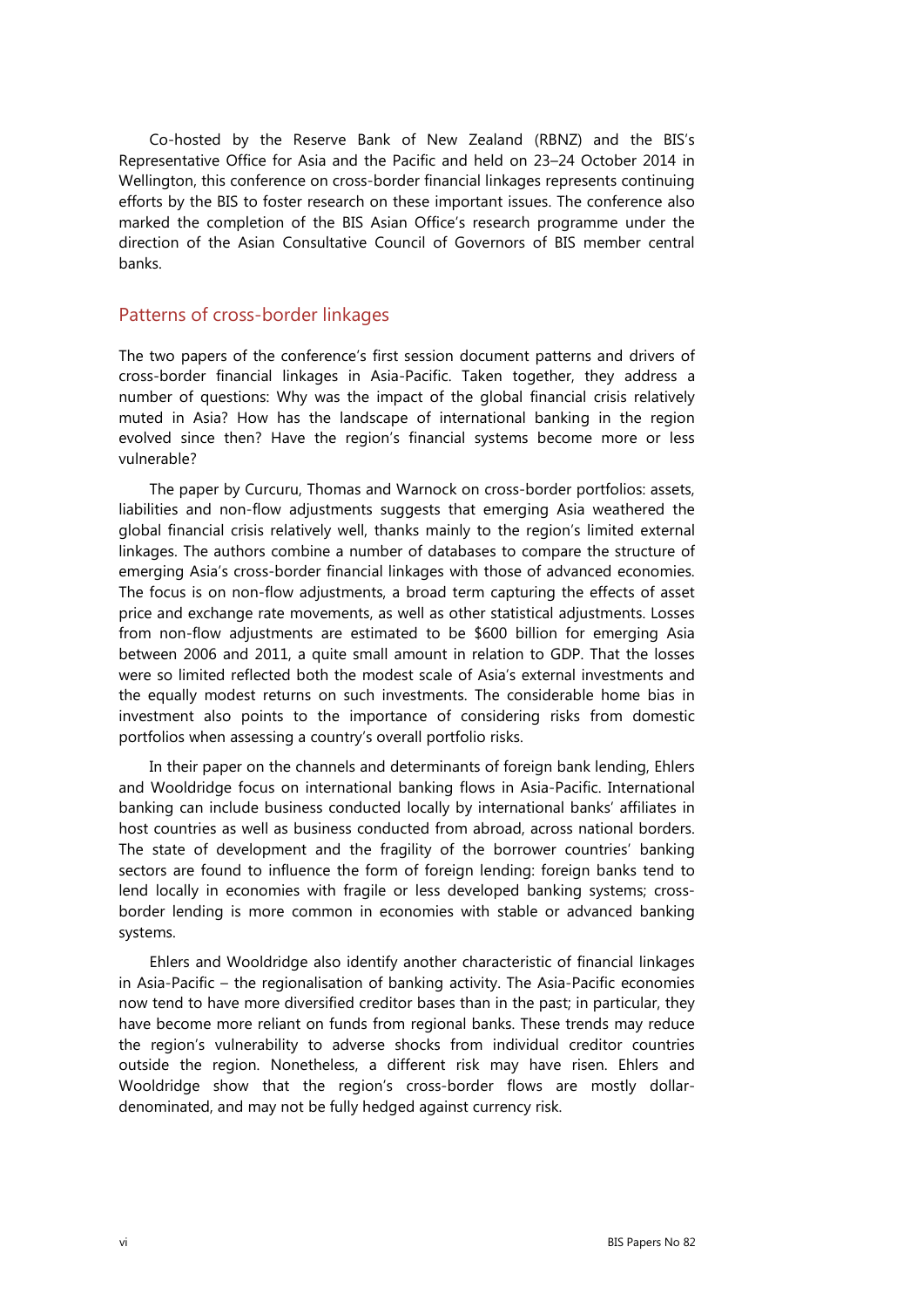Co-hosted by the Reserve Bank of New Zealand (RBNZ) and the BIS's Representative Office for Asia and the Pacific and held on 23–24 October 2014 in Wellington, this conference on cross-border financial linkages represents continuing efforts by the BIS to foster research on these important issues. The conference also marked the completion of the BIS Asian Office's research programme under the direction of the Asian Consultative Council of Governors of BIS member central banks.

## Patterns of cross-border linkages

The two papers of the conference's first session document patterns and drivers of cross-border financial linkages in Asia-Pacific. Taken together, they address a number of questions: Why was the impact of the global financial crisis relatively muted in Asia? How has the landscape of international banking in the region evolved since then? Have the region's financial systems become more or less vulnerable?

The paper by Curcuru, Thomas and Warnock on cross-border portfolios: assets, liabilities and non-flow adjustments suggests that emerging Asia weathered the global financial crisis relatively well, thanks mainly to the region's limited external linkages. The authors combine a number of databases to compare the structure of emerging Asia's cross-border financial linkages with those of advanced economies. The focus is on non-flow adjustments, a broad term capturing the effects of asset price and exchange rate movements, as well as other statistical adjustments. Losses from non-flow adjustments are estimated to be $600 billion for emerging Asia between 2006 and 2011, a quite small amount in relation to GDP. That the losses were so limited reflected both the modest scale of Asia's external investments and the equally modest returns on such investments. The considerable home bias in investment also points to the importance of considering risks from domestic portfolios when assessing a country's overall portfolio risks.

In their paper on the channels and determinants of foreign bank lending, Ehlers and Wooldridge focus on international banking flows in Asia-Pacific. International banking can include business conducted locally by international banks' affiliates in host countries as well as business conducted from abroad, across national borders. The state of development and the fragility of the borrower countries' banking sectors are found to influence the form of foreign lending: foreign banks tend to lend locally in economies with fragile or less developed banking systems; cross-border lending is more common in economies with stable or advanced banking systems.

Ehlers and Wooldridge also identify another characteristic of financial linkages in Asia-Pacific – the regionalisation of banking activity. The Asia-Pacific economies now tend to have more diversified creditor bases than in the past; in particular, they have become more reliant on funds from regional banks. These trends may reduce the region's vulnerability to adverse shocks from individual creditor countries outside the region. Nonetheless, a different risk may have risen. Ehlers and Wooldridge show that the region's cross-border flows are mostly dollar-denominated, and may not be fully hedged against currency risk.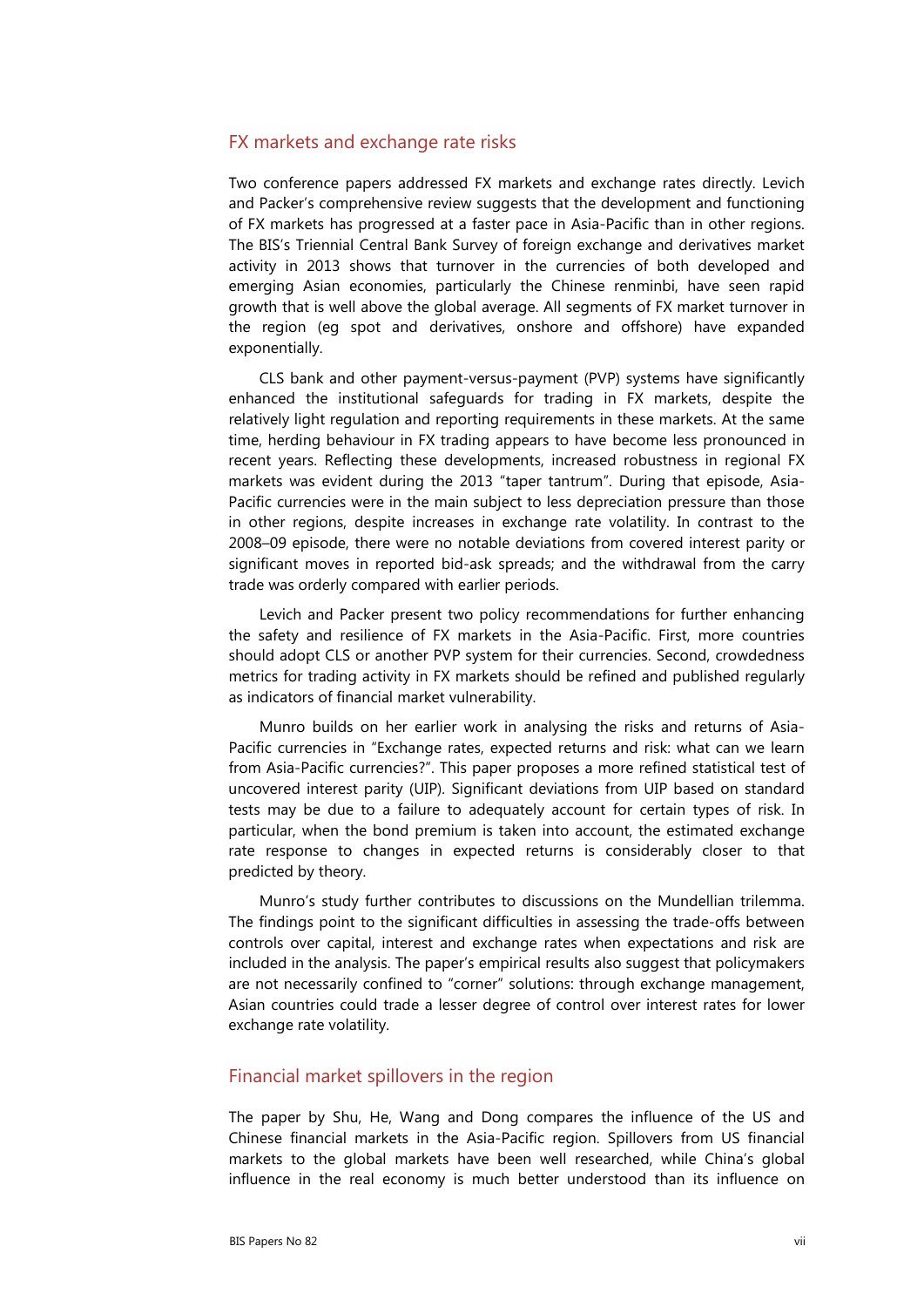## FX markets and exchange rate risks

Two conference papers addressed FX markets and exchange rates directly. Levich and Packer's comprehensive review suggests that the development and functioning of FX markets has progressed at a faster pace in Asia-Pacific than in other regions. The BIS's Triennial Central Bank Survey of foreign exchange and derivatives market activity in 2013 shows that turnover in the currencies of both developed and emerging Asian economies, particularly the Chinese renminbi, have seen rapid growth that is well above the global average. All segments of FX market turnover in the region (eg spot and derivatives, onshore and offshore) have expanded exponentially.

CLS bank and other payment-versus-payment (PVP) systems have significantly enhanced the institutional safeguards for trading in FX markets, despite the relatively light regulation and reporting requirements in these markets. At the same time, herding behaviour in FX trading appears to have become less pronounced in recent years. Reflecting these developments, increased robustness in regional FX markets was evident during the 2013 "taper tantrum". During that episode, Asia-Pacific currencies were in the main subject to less depreciation pressure than those in other regions, despite increases in exchange rate volatility. In contrast to the 2008–09 episode, there were no notable deviations from covered interest parity or significant moves in reported bid-ask spreads; and the withdrawal from the carry trade was orderly compared with earlier periods.

Levich and Packer present two policy recommendations for further enhancing the safety and resilience of FX markets in the Asia-Pacific. First, more countries should adopt CLS or another PVP system for their currencies. Second, crowdedness metrics for trading activity in FX markets should be refined and published regularly as indicators of financial market vulnerability.

Munro builds on her earlier work in analysing the risks and returns of Asia-Pacific currencies in "Exchange rates, expected returns and risk: what can we learn from Asia-Pacific currencies?". This paper proposes a more refined statistical test of uncovered interest parity (UIP). Significant deviations from UIP based on standard tests may be due to a failure to adequately account for certain types of risk. In particular, when the bond premium is taken into account, the estimated exchange rate response to changes in expected returns is considerably closer to that predicted by theory.

Munro's study further contributes to discussions on the Mundellian trilemma. The findings point to the significant difficulties in assessing the trade-offs between controls over capital, interest and exchange rates when expectations and risk are included in the analysis. The paper's empirical results also suggest that policymakers are not necessarily confined to "corner" solutions: through exchange management, Asian countries could trade a lesser degree of control over interest rates for lower exchange rate volatility.

## Financial market spillovers in the region

The paper by Shu, He, Wang and Dong compares the influence of the US and Chinese financial markets in the Asia-Pacific region. Spillovers from US financial markets to the global markets have been well researched, while China's global influence in the real economy is much better understood than its influence on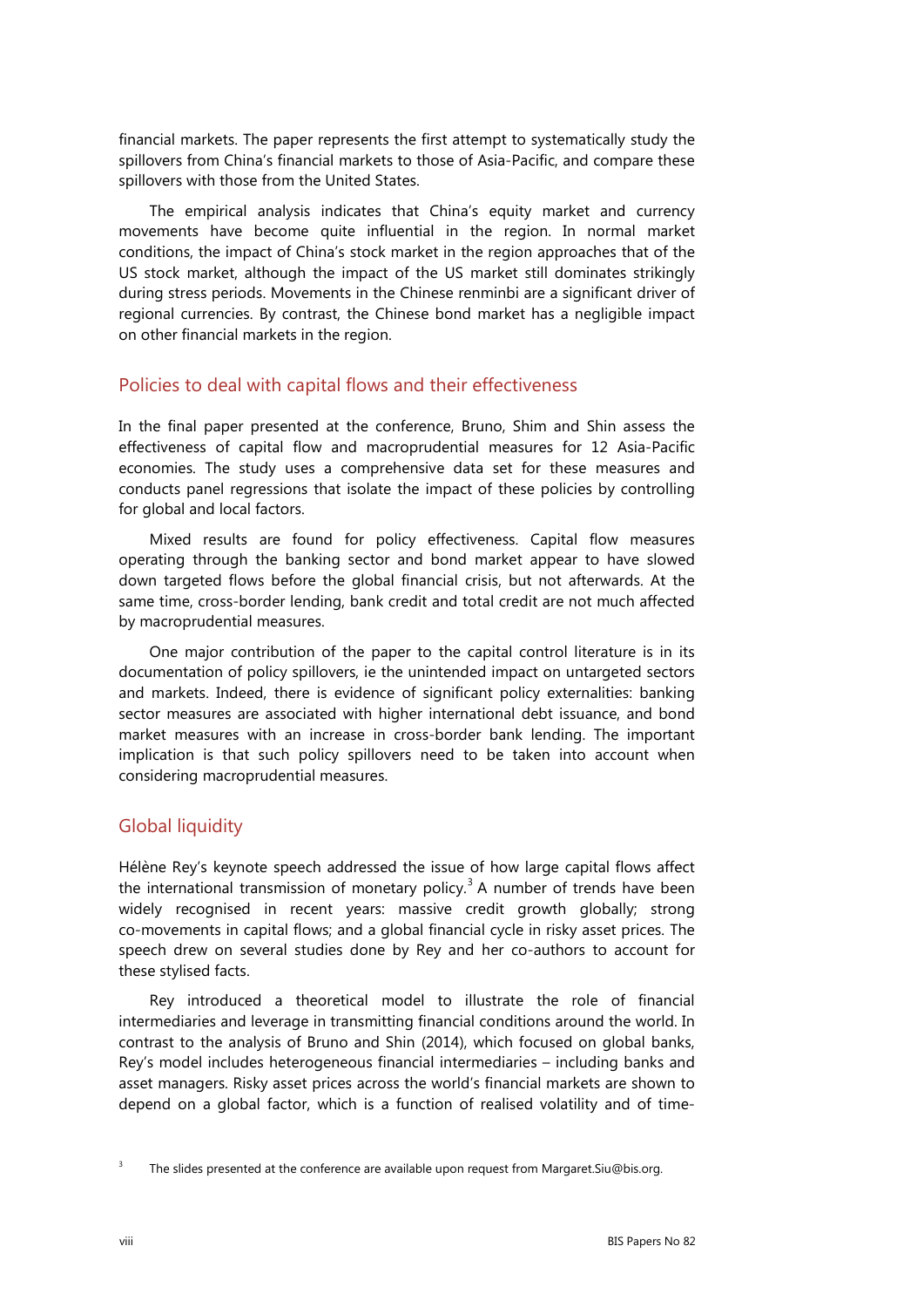financial markets. The paper represents the first attempt to systematically study the spillovers from China's financial markets to those of Asia-Pacific, and compare these spillovers with those from the United States.

The empirical analysis indicates that China's equity market and currency movements have become quite influential in the region. In normal market conditions, the impact of China's stock market in the region approaches that of the US stock market, although the impact of the US market still dominates strikingly during stress periods. Movements in the Chinese renminbi are a significant driver of regional currencies. By contrast, the Chinese bond market has a negligible impact on other financial markets in the region.

## Policies to deal with capital flows and their effectiveness

In the final paper presented at the conference, Bruno, Shim and Shin assess the effectiveness of capital flow and macroprudential measures for 12 Asia-Pacific economies. The study uses a comprehensive data set for these measures and conducts panel regressions that isolate the impact of these policies by controlling for global and local factors.

Mixed results are found for policy effectiveness. Capital flow measures operating through the banking sector and bond market appear to have slowed down targeted flows before the global financial crisis, but not afterwards. At the same time, cross-border lending, bank credit and total credit are not much affected by macroprudential measures.

One major contribution of the paper to the capital control literature is in its documentation of policy spillovers, ie the unintended impact on untargeted sectors and markets. Indeed, there is evidence of significant policy externalities: banking sector measures are associated with higher international debt issuance, and bond market measures with an increase in cross-border bank lending. The important implication is that such policy spillovers need to be taken into account when considering macroprudential measures.

## Global liquidity

Hélène Rey's keynote speech addressed the issue of how large capital flows affect the international transmission of monetary policy.[3] A number of trends have been widely recognised in recent years: massive credit growth globally; strong co-movements in capital flows; and a global financial cycle in risky asset prices. The speech drew on several studies done by Rey and her co-authors to account for these stylised facts.

Rey introduced a theoretical model to illustrate the role of financial intermediaries and leverage in transmitting financial conditions around the world. In contrast to the analysis of Bruno and Shin (2014), which focused on global banks, Rey's model includes heterogeneous financial intermediaries – including banks and asset managers. Risky asset prices across the world's financial markets are shown to depend on a global factor, which is a function of realised volatility and of time-

[3] The slides presented at the conference are available upon request from Margaret.Siu@bis.org.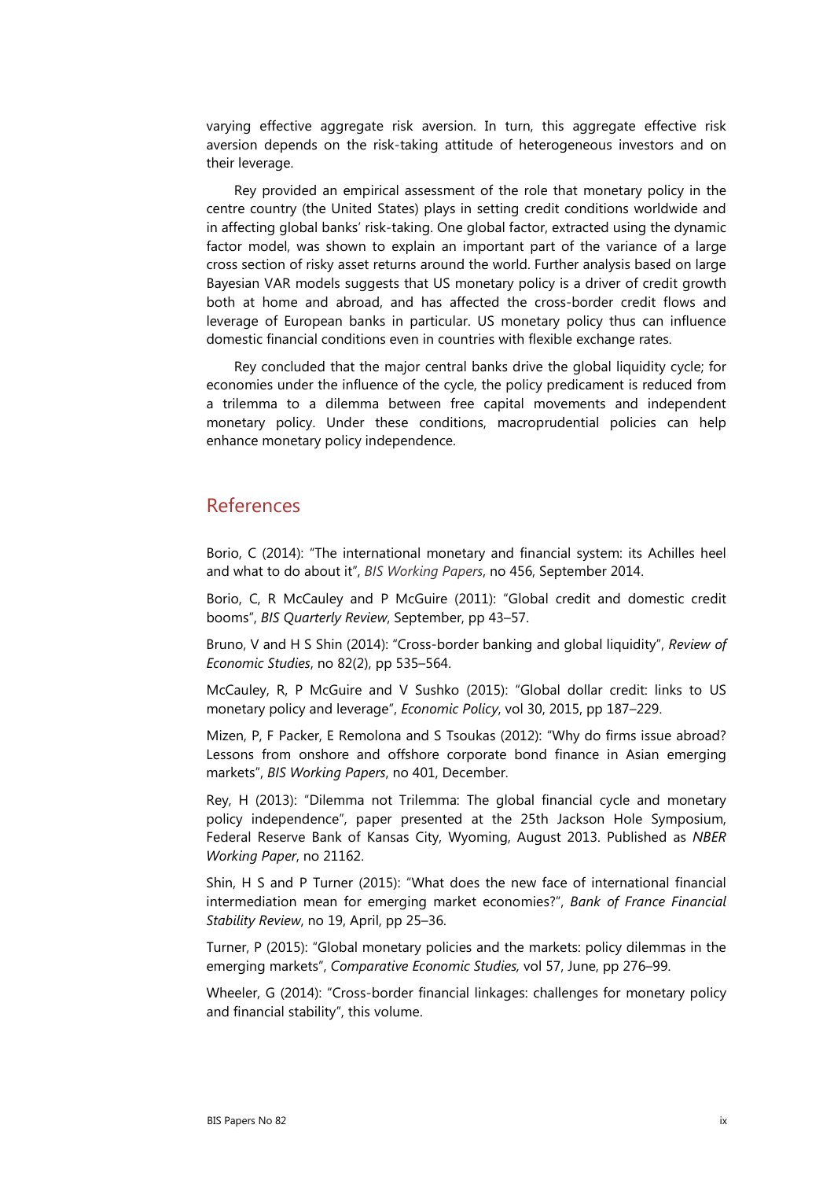varying effective aggregate risk aversion. In turn, this aggregate effective risk aversion depends on the risk-taking attitude of heterogeneous investors and on their leverage.

Rey provided an empirical assessment of the role that monetary policy in the centre country (the United States) plays in setting credit conditions worldwide and in affecting global banks' risk-taking. One global factor, extracted using the dynamic factor model, was shown to explain an important part of the variance of a large cross section of risky asset returns around the world. Further analysis based on large Bayesian VAR models suggests that US monetary policy is a driver of credit growth both at home and abroad, and has affected the cross-border credit flows and leverage of European banks in particular. US monetary policy thus can influence domestic financial conditions even in countries with flexible exchange rates.

Rey concluded that the major central banks drive the global liquidity cycle; for economies under the influence of the cycle, the policy predicament is reduced from a trilemma to a dilemma between free capital movements and independent monetary policy. Under these conditions, macroprudential policies can help enhance monetary policy independence.

## References

Borio, C (2014): "The international monetary and financial system: its Achilles heel and what to do about it", *BIS Working Papers*, no 456, September 2014.

Borio, C, R McCauley and P McGuire (2011): "Global credit and domestic credit booms", *BIS Quarterly Review*, September, pp 43–57.

Bruno, V and H S Shin (2014): "Cross-border banking and global liquidity", *Review of Economic Studies*, no 82(2), pp 535–564.

McCauley, R, P McGuire and V Sushko (2015): "Global dollar credit: links to US monetary policy and leverage", *Economic Policy*, vol 30, 2015, pp 187–229.

Mizen, P, F Packer, E Remolona and S Tsoukas (2012): "Why do firms issue abroad? Lessons from onshore and offshore corporate bond finance in Asian emerging markets", *BIS Working Papers*, no 401, December.

Rey, H (2013): "Dilemma not Trilemma: The global financial cycle and monetary policy independence", paper presented at the 25th Jackson Hole Symposium, Federal Reserve Bank of Kansas City, Wyoming, August 2013. Published as *NBER Working Paper*, no 21162.

Shin, H S and P Turner (2015): "What does the new face of international financial intermediation mean for emerging market economies?", *Bank of France Financial Stability Review*, no 19, April, pp 25–36.

Turner, P (2015): "Global monetary policies and the markets: policy dilemmas in the emerging markets", *Comparative Economic Studies,* vol 57, June, pp 276–99.

Wheeler, G (2014): "Cross-border financial linkages: challenges for monetary policy and financial stability", this volume.